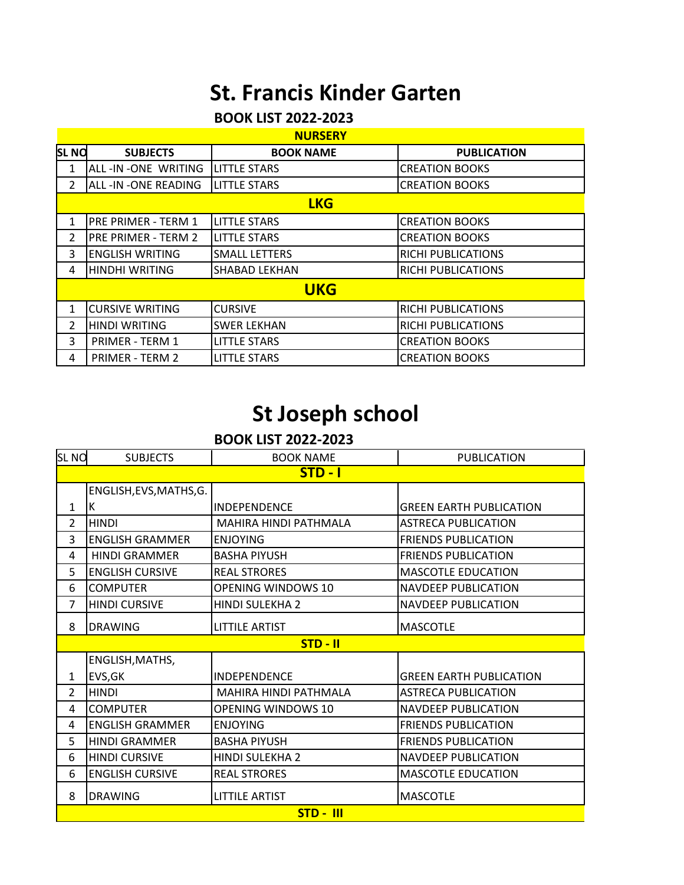# St. Francis Kinder Garten

## BOOK LIST 2022-2023

| SL NO | SUBJECTS | BOOK NAME | PUBLICATION |
|---|---|---|---|
| **NURSERY** | | | |
| 1 | ALL -IN -ONE WRITING | LITTLE STARS | CREATION BOOKS |
| 2 | ALL -IN -ONE READING | LITTLE STARS | CREATION BOOKS |
| **LKG** | | | |
| 1 | PRE PRIMER - TERM 1 | LITTLE STARS | CREATION BOOKS |
| 2 | PRE PRIMER - TERM 2 | LITTLE STARS | CREATION BOOKS |
| 3 | ENGLISH WRITING | SMALL LETTERS | RICHI PUBLICATIONS |
| 4 | HINDHI WRITING | SHABAD LEKHAN | RICHI PUBLICATIONS |
| **UKG** | | | |
| 1 | CURSIVE WRITING | CURSIVE | RICHI PUBLICATIONS |
| 2 | HINDI WRITING | SWER LEKHAN | RICHI PUBLICATIONS |
| 3 | PRIMER - TERM 1 | LITTLE STARS | CREATION BOOKS |
| 4 | PRIMER - TERM 2 | LITTLE STARS | CREATION BOOKS |

# St Joseph school

## BOOK LIST 2022-2023

| SL NO | SUBJECTS | BOOK NAME | PUBLICATION |
|---|---|---|---|
| **STD - I** | | | |
| 1 | ENGLISH,EVS,MATHS,G.K | INDEPENDENCE | GREEN EARTH PUBLICATION |
| 2 | HINDI | MAHIRA HINDI PATHMALA | ASTRECA PUBLICATION |
| 3 | ENGLISH GRAMMER | ENJOYING | FRIENDS PUBLICATION |
| 4 | HINDI GRAMMER | BASHA PIYUSH | FRIENDS PUBLICATION |
| 5 | ENGLISH CURSIVE | REAL STRORES | MASCOTLE EDUCATION |
| 6 | COMPUTER | OPENING WINDOWS 10 | NAVDEEP PUBLICATION |
| 7 | HINDI CURSIVE | HINDI SULEKHA 2 | NAVDEEP PUBLICATION |
| 8 | DRAWING | LITTILE ARTIST | MASCOTLE |
| **STD - II** | | | |
| 1 | ENGLISH,MATHS, EVS,GK | INDEPENDENCE | GREEN EARTH PUBLICATION |
| 2 | HINDI | MAHIRA HINDI PATHMALA | ASTRECA PUBLICATION |
| 4 | COMPUTER | OPENING WINDOWS 10 | NAVDEEP PUBLICATION |
| 4 | ENGLISH GRAMMER | ENJOYING | FRIENDS PUBLICATION |
| 5 | HINDI GRAMMER | BASHA PIYUSH | FRIENDS PUBLICATION |
| 6 | HINDI CURSIVE | HINDI SULEKHA 2 | NAVDEEP PUBLICATION |
| 6 | ENGLISH CURSIVE | REAL STRORES | MASCOTLE EDUCATION |
| 8 | DRAWING | LITTILE ARTIST | MASCOTLE |
| **STD - III** | | | |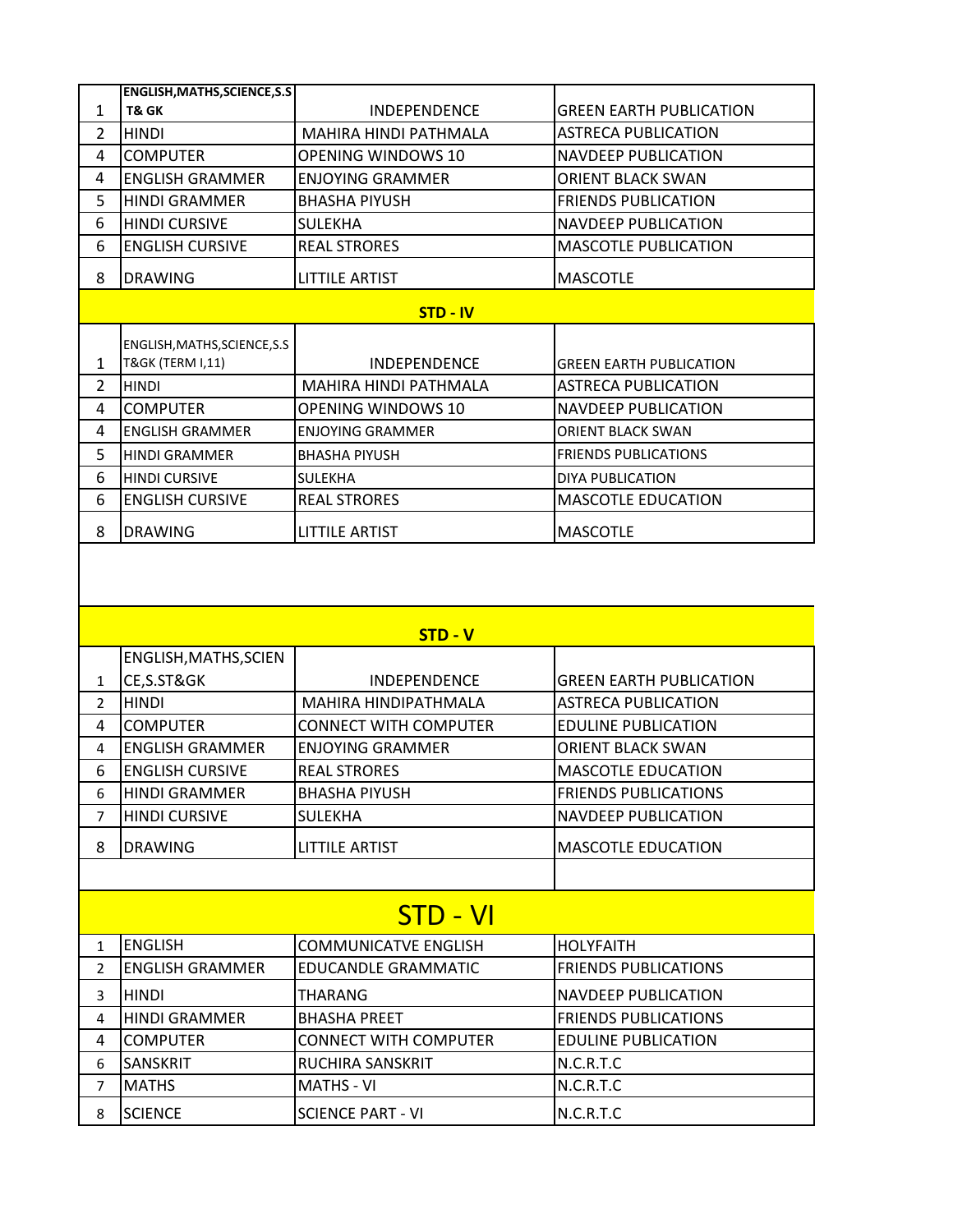| | | | |
|---|---|---|---|
| 1 | **ENGLISH,MATHS,SCIENCE,S.S T& GK** | INDEPENDENCE | GREEN EARTH PUBLICATION |
| 2 | HINDI | MAHIRA HINDI PATHMALA | ASTRECA PUBLICATION |
| 4 | COMPUTER | OPENING WINDOWS 10 | NAVDEEP PUBLICATION |
| 4 | ENGLISH GRAMMER | ENJOYING GRAMMER | ORIENT BLACK SWAN |
| 5 | HINDI GRAMMER | BHASHA PIYUSH | FRIENDS PUBLICATION |
| 6 | HINDI CURSIVE | SULEKHA | NAVDEEP PUBLICATION |
| 6 | ENGLISH CURSIVE | REAL STRORES | MASCOTLE PUBLICATION |
| 8 | DRAWING | LITTILE ARTIST | MASCOTLE |

**STD - IV**

| | | | |
|---|---|---|---|
| 1 | ENGLISH,MATHS,SCIENCE,S.S T&GK (TERM I,11) | INDEPENDENCE | GREEN EARTH PUBLICATION |
| 2 | HINDI | MAHIRA HINDI PATHMALA | ASTRECA PUBLICATION |
| 4 | COMPUTER | OPENING WINDOWS 10 | NAVDEEP PUBLICATION |
| 4 | ENGLISH GRAMMER | ENJOYING GRAMMER | ORIENT BLACK SWAN |
| 5 | HINDI GRAMMER | BHASHA PIYUSH | FRIENDS PUBLICATIONS |
| 6 | HINDI CURSIVE | SULEKHA | DIYA PUBLICATION |
| 6 | ENGLISH CURSIVE | REAL STRORES | MASCOTLE EDUCATION |
| 8 | DRAWING | LITTILE ARTIST | MASCOTLE |

**STD - V**

| | | | |
|---|---|---|---|
| 1 | ENGLISH,MATHS,SCIENCE,S.ST&GK | INDEPENDENCE | GREEN EARTH PUBLICATION |
| 2 | HINDI | MAHIRA HINDIPATHMALA | ASTRECA PUBLICATION |
| 4 | COMPUTER | CONNECT WITH COMPUTER | EDULINE PUBLICATION |
| 4 | ENGLISH GRAMMER | ENJOYING GRAMMER | ORIENT BLACK SWAN |
| 6 | ENGLISH CURSIVE | REAL STRORES | MASCOTLE EDUCATION |
| 6 | HINDI GRAMMER | BHASHA PIYUSH | FRIENDS PUBLICATIONS |
| 7 | HINDI CURSIVE | SULEKHA | NAVDEEP PUBLICATION |
| 8 | DRAWING | LITTILE ARTIST | MASCOTLE EDUCATION |

## STD - VI

| | | | |
|---|---|---|---|
| 1 | ENGLISH | COMMUNICATVE ENGLISH | HOLYFAITH |
| 2 | ENGLISH GRAMMER | EDUCANDLE GRAMMATIC | FRIENDS PUBLICATIONS |
| 3 | HINDI | THARANG | NAVDEEP PUBLICATION |
| 4 | HINDI GRAMMER | BHASHA PREET | FRIENDS PUBLICATIONS |
| 4 | COMPUTER | CONNECT WITH COMPUTER | EDULINE PUBLICATION |
| 6 | SANSKRIT | RUCHIRA SANSKRIT | N.C.R.T.C |
| 7 | MATHS | MATHS - VI | N.C.R.T.C |
| 8 | SCIENCE | SCIENCE PART - VI | N.C.R.T.C |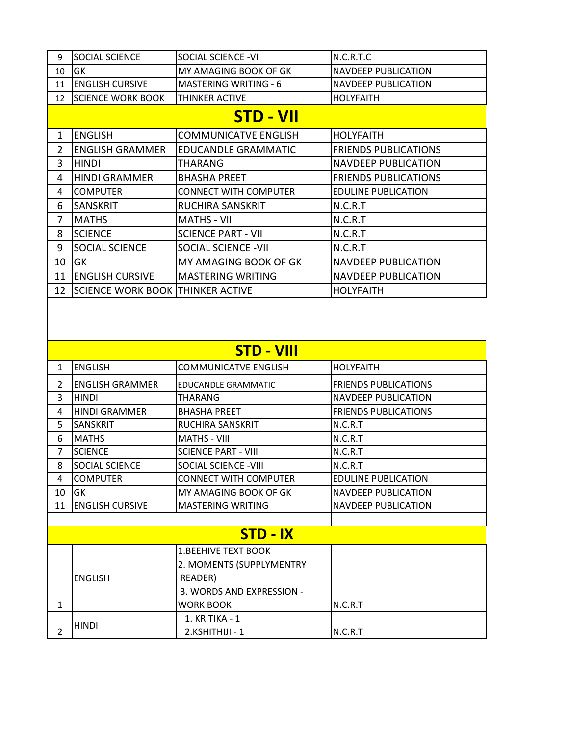| | | | |
|---|---|---|---|
| 9 | SOCIAL SCIENCE | SOCIAL SCIENCE -VI | N.C.R.T.C |
| 10 | GK | MY AMAGING BOOK OF GK | NAVDEEP PUBLICATION |
| 11 | ENGLISH CURSIVE | MASTERING WRITING - 6 | NAVDEEP PUBLICATION |
| 12 | SCIENCE WORK BOOK | THINKER ACTIVE | HOLYFAITH |

## STD - VII

| | | | |
|---|---|---|---|
| 1 | ENGLISH | COMMUNICATVE ENGLISH | HOLYFAITH |
| 2 | ENGLISH GRAMMER | EDUCANDLE GRAMMATIC | FRIENDS PUBLICATIONS |
| 3 | HINDI | THARANG | NAVDEEP PUBLICATION |
| 4 | HINDI GRAMMER | BHASHA PREET | FRIENDS PUBLICATIONS |
| 4 | COMPUTER | CONNECT WITH COMPUTER | EDULINE PUBLICATION |
| 6 | SANSKRIT | RUCHIRA SANSKRIT | N.C.R.T |
| 7 | MATHS | MATHS - VII | N.C.R.T |
| 8 | SCIENCE | SCIENCE PART - VII | N.C.R.T |
| 9 | SOCIAL SCIENCE | SOCIAL SCIENCE -VII | N.C.R.T |
| 10 | GK | MY AMAGING BOOK OF GK | NAVDEEP PUBLICATION |
| 11 | ENGLISH CURSIVE | MASTERING WRITING | NAVDEEP PUBLICATION |
| 12 | SCIENCE WORK BOOK | THINKER ACTIVE | HOLYFAITH |

## STD - VIII

| | | | |
|---|---|---|---|
| 1 | ENGLISH | COMMUNICATVE ENGLISH | HOLYFAITH |
| 2 | ENGLISH GRAMMER | EDUCANDLE GRAMMATIC | FRIENDS PUBLICATIONS |
| 3 | HINDI | THARANG | NAVDEEP PUBLICATION |
| 4 | HINDI GRAMMER | BHASHA PREET | FRIENDS PUBLICATIONS |
| 5 | SANSKRIT | RUCHIRA SANSKRIT | N.C.R.T |
| 6 | MATHS | MATHS - VIII | N.C.R.T |
| 7 | SCIENCE | SCIENCE PART - VIII | N.C.R.T |
| 8 | SOCIAL SCIENCE | SOCIAL SCIENCE -VIII | N.C.R.T |
| 4 | COMPUTER | CONNECT WITH COMPUTER | EDULINE PUBLICATION |
| 10 | GK | MY AMAGING BOOK OF GK | NAVDEEP PUBLICATION |
| 11 | ENGLISH CURSIVE | MASTERING WRITING | NAVDEEP PUBLICATION |

## STD - IX

| | | | |
|---|---|---|---|
| 1 | ENGLISH | 1.BEEHIVE TEXT BOOK<br>2. MOMENTS (SUPPLYMENTRY READER)<br>3. WORDS AND EXPRESSION - WORK BOOK | N.C.R.T |
| 2 | HINDI | 1. KRITIKA - 1<br>2.KSHITHIJI - 1 | N.C.R.T |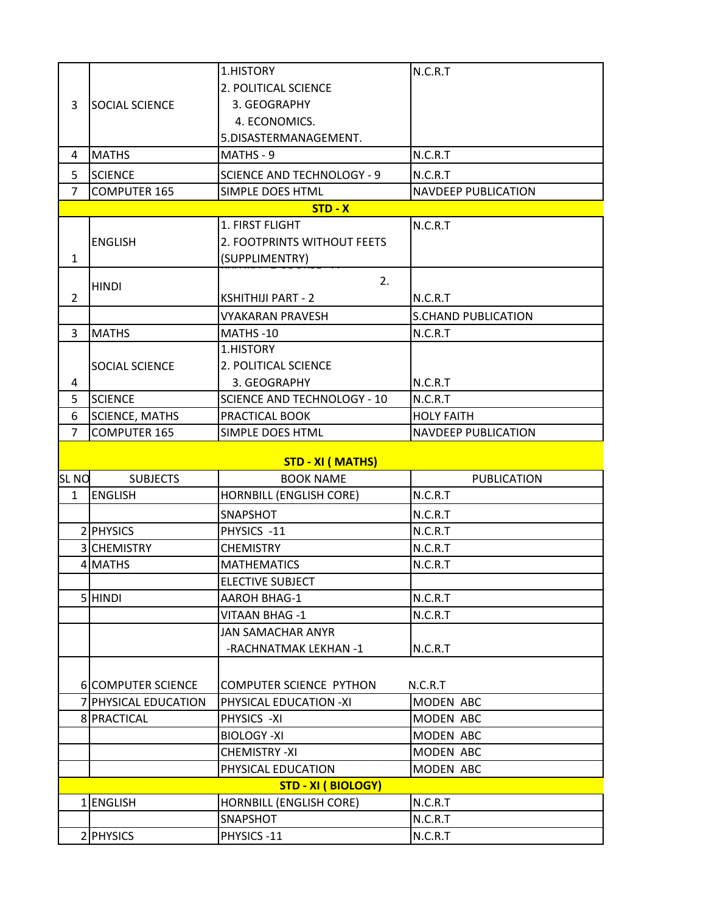| | | | |
|---|---|---|---|
| 3 | SOCIAL SCIENCE | 1.HISTORY<br>2. POLITICAL SCIENCE<br>3. GEOGRAPHY<br>4. ECONOMICS.<br>5.DISASTERMANAGEMENT. | N.C.R.T |
| 4 | MATHS | MATHS - 9 | N.C.R.T |
| 5 | SCIENCE | SCIENCE AND TECHNOLOGY - 9 | N.C.R.T |
| 7 | COMPUTER 165 | SIMPLE DOES HTML | NAVDEEP PUBLICATION |
| | | **STD - X** | |
| 1 | ENGLISH | 1. FIRST FLIGHT<br>2. FOOTPRINTS WITHOUT FEETS (SUPPLIMENTRY) | N.C.R.T |
| 2 | HINDI | 2.<br>KSHITHIJI PART - 2 | N.C.R.T |
| | | VYAKARAN PRAVESH | S.CHAND PUBLICATION |
| 3 | MATHS | MATHS -10 | N.C.R.T |
| 4 | SOCIAL SCIENCE | 1.HISTORY<br>2. POLITICAL SCIENCE<br>3. GEOGRAPHY | N.C.R.T |
| 5 | SCIENCE | SCIENCE AND TECHNOLOGY - 10 | N.C.R.T |
| 6 | SCIENCE, MATHS | PRACTICAL BOOK | HOLY FAITH |
| 7 | COMPUTER 165 | SIMPLE DOES HTML | NAVDEEP PUBLICATION |

**STD - XI ( MATHS)**

| SL NO | SUBJECTS | BOOK NAME | PUBLICATION |
|---|---|---|---|
| 1 | ENGLISH | HORNBILL (ENGLISH CORE) | N.C.R.T |
| | | SNAPSHOT | N.C.R.T |
| 2 | PHYSICS | PHYSICS -11 | N.C.R.T |
| 3 | CHEMISTRY | CHEMISTRY | N.C.R.T |
| 4 | MATHS | MATHEMATICS | N.C.R.T |
| | | ELECTIVE SUBJECT | |
| 5 | HINDI | AAROH BHAG-1 | N.C.R.T |
| | | VITAAN BHAG -1 | N.C.R.T |
| | | JAN SAMACHAR ANYR -RACHNATMAK LEKHAN -1 | N.C.R.T |
| 6 | COMPUTER SCIENCE | COMPUTER SCIENCE PYTHON | N.C.R.T |
| 7 | PHYSICAL EDUCATION | PHYSICAL EDUCATION -XI | MODEN ABC |
| 8 | PRACTICAL | PHYSICS -XI | MODEN ABC |
| | | BIOLOGY -XI | MODEN ABC |
| | | CHEMISTRY -XI | MODEN ABC |
| | | PHYSICAL EDUCATION | MODEN ABC |
| | | **STD - XI ( BIOLOGY)** | |
| 1 | ENGLISH | HORNBILL (ENGLISH CORE) | N.C.R.T |
| | | SNAPSHOT | N.C.R.T |
| 2 | PHYSICS | PHYSICS -11 | N.C.R.T |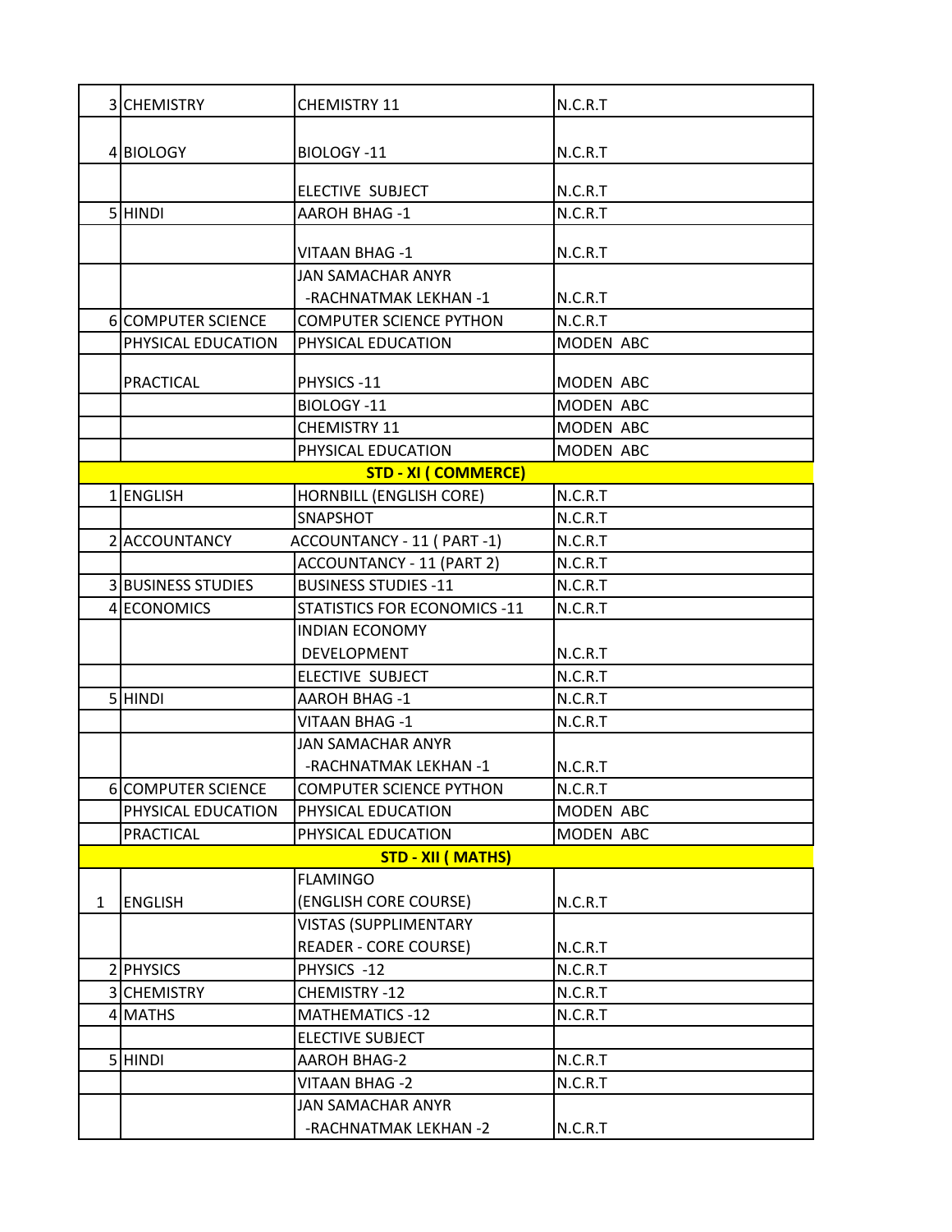| | | | |
|---|---|---|---|
| 3 | CHEMISTRY | CHEMISTRY 11 | N.C.R.T |
| 4 | BIOLOGY | BIOLOGY -11 | N.C.R.T |
| | | ELECTIVE SUBJECT | N.C.R.T |
| 5 | HINDI | AAROH BHAG -1 | N.C.R.T |
| | | VITAAN BHAG -1 | N.C.R.T |
| | | JAN SAMACHAR ANYR -RACHNATMAK LEKHAN -1 | N.C.R.T |
| 6 | COMPUTER SCIENCE | COMPUTER SCIENCE PYTHON | N.C.R.T |
| | PHYSICAL EDUCATION | PHYSICAL EDUCATION | MODEN ABC |
| | PRACTICAL | PHYSICS -11 | MODEN ABC |
| | | BIOLOGY -11 | MODEN ABC |
| | | CHEMISTRY 11 | MODEN ABC |
| | | PHYSICAL EDUCATION | MODEN ABC |
| **STD - XI ( COMMERCE)** | | | |
| 1 | ENGLISH | HORNBILL (ENGLISH CORE) | N.C.R.T |
| | | SNAPSHOT | N.C.R.T |
| 2 | ACCOUNTANCY | ACCOUNTANCY - 11 ( PART -1) | N.C.R.T |
| | | ACCOUNTANCY - 11 (PART 2) | N.C.R.T |
| 3 | BUSINESS STUDIES | BUSINESS STUDIES -11 | N.C.R.T |
| 4 | ECONOMICS | STATISTICS FOR ECONOMICS -11 | N.C.R.T |
| | | INDIAN ECONOMY DEVELOPMENT | N.C.R.T |
| | | ELECTIVE SUBJECT | N.C.R.T |
| 5 | HINDI | AAROH BHAG -1 | N.C.R.T |
| | | VITAAN BHAG -1 | N.C.R.T |
| | | JAN SAMACHAR ANYR -RACHNATMAK LEKHAN -1 | N.C.R.T |
| 6 | COMPUTER SCIENCE | COMPUTER SCIENCE PYTHON | N.C.R.T |
| | PHYSICAL EDUCATION | PHYSICAL EDUCATION | MODEN ABC |
| | PRACTICAL | PHYSICAL EDUCATION | MODEN ABC |
| **STD - XII ( MATHS)** | | | |
| 1 | ENGLISH | FLAMINGO (ENGLISH CORE COURSE) | N.C.R.T |
| | | VISTAS (SUPPLIMENTARY READER - CORE COURSE) | N.C.R.T |
| 2 | PHYSICS | PHYSICS -12 | N.C.R.T |
| 3 | CHEMISTRY | CHEMISTRY -12 | N.C.R.T |
| 4 | MATHS | MATHEMATICS -12 | N.C.R.T |
| | | ELECTIVE SUBJECT | |
| 5 | HINDI | AAROH BHAG-2 | N.C.R.T |
| | | VITAAN BHAG -2 | N.C.R.T |
| | | JAN SAMACHAR ANYR -RACHNATMAK LEKHAN -2 | N.C.R.T |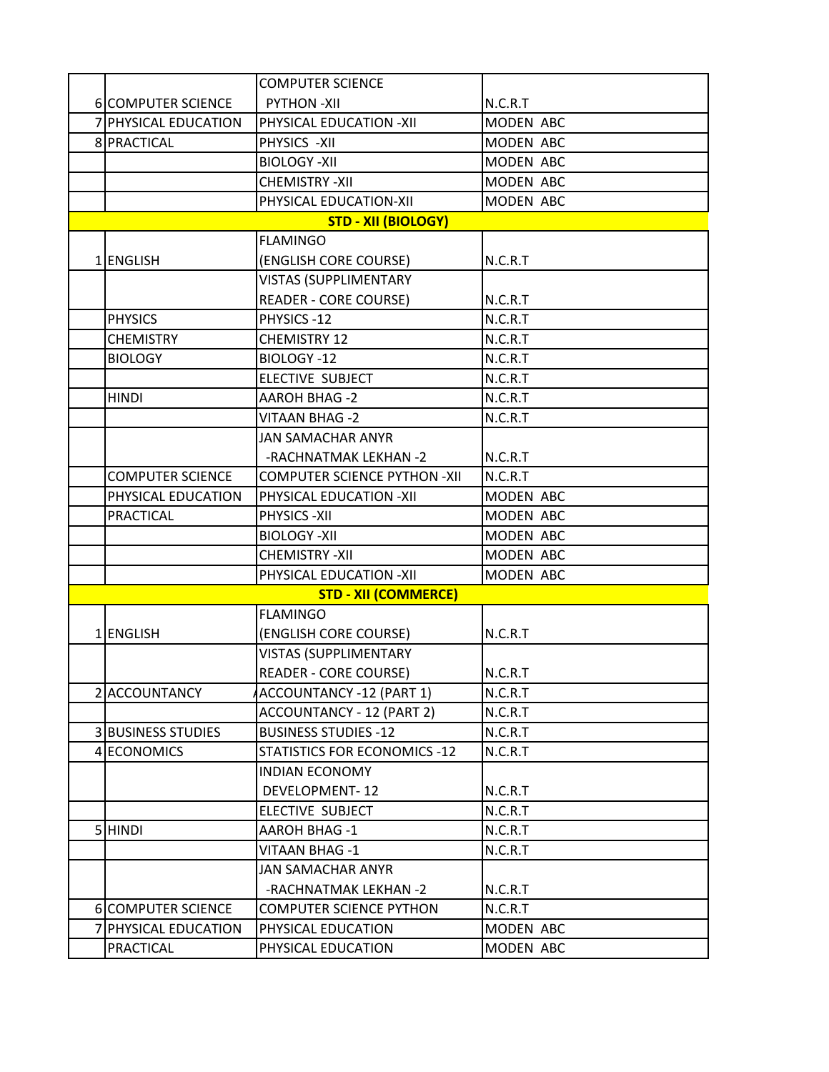| | | | |
|---|---|---|---|
| 6 | COMPUTER SCIENCE | COMPUTER SCIENCE PYTHON -XII | N.C.R.T |
| 7 | PHYSICAL EDUCATION | PHYSICAL EDUCATION -XII | MODEN ABC |
| 8 | PRACTICAL | PHYSICS -XII | MODEN ABC |
| | | BIOLOGY -XII | MODEN ABC |
| | | CHEMISTRY -XII | MODEN ABC |
| | | PHYSICAL EDUCATION-XII | MODEN ABC |
| | | **STD - XII (BIOLOGY)** | |
| 1 | ENGLISH | FLAMINGO (ENGLISH CORE COURSE) | N.C.R.T |
| | | VISTAS (SUPPLIMENTARY READER - CORE COURSE) | N.C.R.T |
| | PHYSICS | PHYSICS -12 | N.C.R.T |
| | CHEMISTRY | CHEMISTRY 12 | N.C.R.T |
| | BIOLOGY | BIOLOGY -12 | N.C.R.T |
| | | ELECTIVE SUBJECT | N.C.R.T |
| | HINDI | AAROH BHAG -2 | N.C.R.T |
| | | VITAAN BHAG -2 | N.C.R.T |
| | | JAN SAMACHAR ANYR -RACHNATMAK LEKHAN -2 | N.C.R.T |
| | COMPUTER SCIENCE | COMPUTER SCIENCE PYTHON -XII | N.C.R.T |
| | PHYSICAL EDUCATION | PHYSICAL EDUCATION -XII | MODEN ABC |
| | PRACTICAL | PHYSICS -XII | MODEN ABC |
| | | BIOLOGY -XII | MODEN ABC |
| | | CHEMISTRY -XII | MODEN ABC |
| | | PHYSICAL EDUCATION -XII | MODEN ABC |
| | | **STD - XII (COMMERCE)** | |
| 1 | ENGLISH | FLAMINGO (ENGLISH CORE COURSE) | N.C.R.T |
| | | VISTAS (SUPPLIMENTARY READER - CORE COURSE) | N.C.R.T |
| 2 | ACCOUNTANCY | ACCOUNTANCY -12 (PART 1) | N.C.R.T |
| | | ACCOUNTANCY - 12 (PART 2) | N.C.R.T |
| 3 | BUSINESS STUDIES | BUSINESS STUDIES -12 | N.C.R.T |
| 4 | ECONOMICS | STATISTICS FOR ECONOMICS -12 | N.C.R.T |
| | | INDIAN ECONOMY DEVELOPMENT- 12 | N.C.R.T |
| | | ELECTIVE SUBJECT | N.C.R.T |
| 5 | HINDI | AAROH BHAG -1 | N.C.R.T |
| | | VITAAN BHAG -1 | N.C.R.T |
| | | JAN SAMACHAR ANYR -RACHNATMAK LEKHAN -2 | N.C.R.T |
| 6 | COMPUTER SCIENCE | COMPUTER SCIENCE PYTHON | N.C.R.T |
| 7 | PHYSICAL EDUCATION | PHYSICAL EDUCATION | MODEN ABC |
| | PRACTICAL | PHYSICAL EDUCATION | MODEN ABC |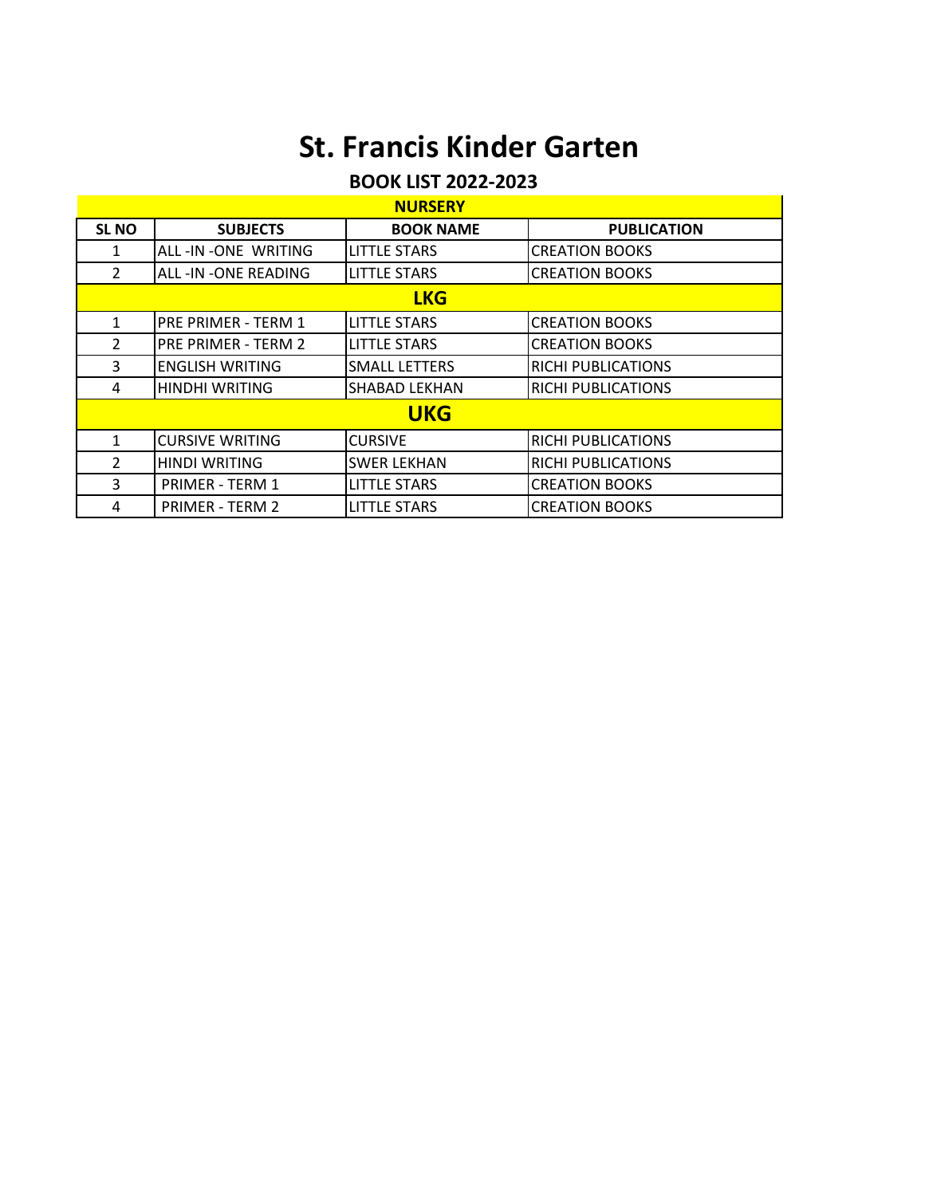# St. Francis Kinder Garten

## BOOK LIST 2022-2023

| SL NO | SUBJECTS | BOOK NAME | PUBLICATION |
|---|---|---|---|
| | **NURSERY** | | |
| 1 | ALL -IN -ONE WRITING | LITTLE STARS | CREATION BOOKS |
| 2 | ALL -IN -ONE READING | LITTLE STARS | CREATION BOOKS |
| | **LKG** | | |
| 1 | PRE PRIMER - TERM 1 | LITTLE STARS | CREATION BOOKS |
| 2 | PRE PRIMER - TERM 2 | LITTLE STARS | CREATION BOOKS |
| 3 | ENGLISH WRITING | SMALL LETTERS | RICHI PUBLICATIONS |
| 4 | HINDHI WRITING | SHABAD LEKHAN | RICHI PUBLICATIONS |
| | **UKG** | | |
| 1 | CURSIVE WRITING | CURSIVE | RICHI PUBLICATIONS |
| 2 | HINDI WRITING | SWER LEKHAN | RICHI PUBLICATIONS |
| 3 | PRIMER - TERM 1 | LITTLE STARS | CREATION BOOKS |
| 4 | PRIMER - TERM 2 | LITTLE STARS | CREATION BOOKS |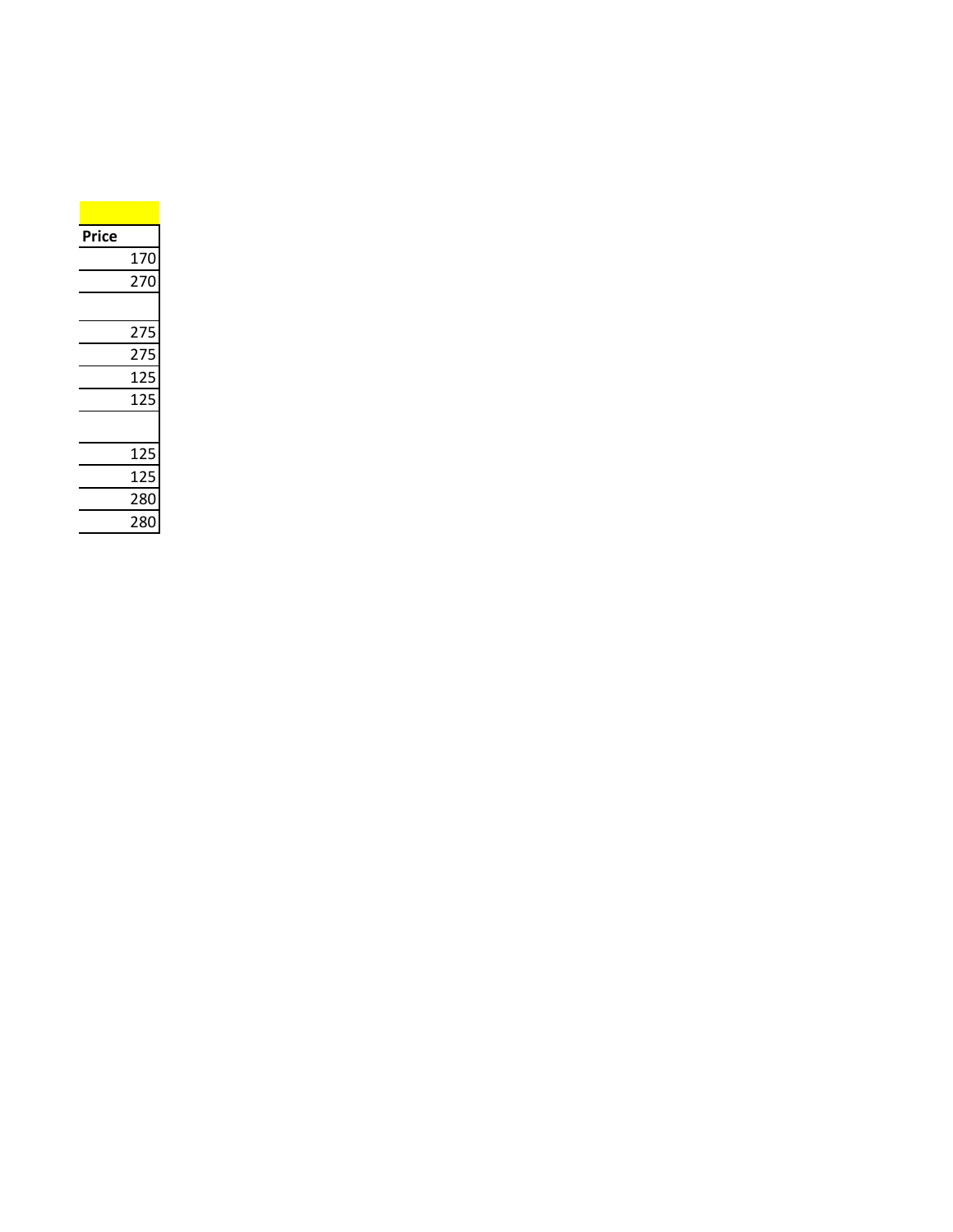| Price |
| --- |
| 170 |
| 270 |
| |
| 275 |
| 275 |
| 125 |
| 125 |
| |
| 125 |
| 125 |
| 280 |
| 280 |